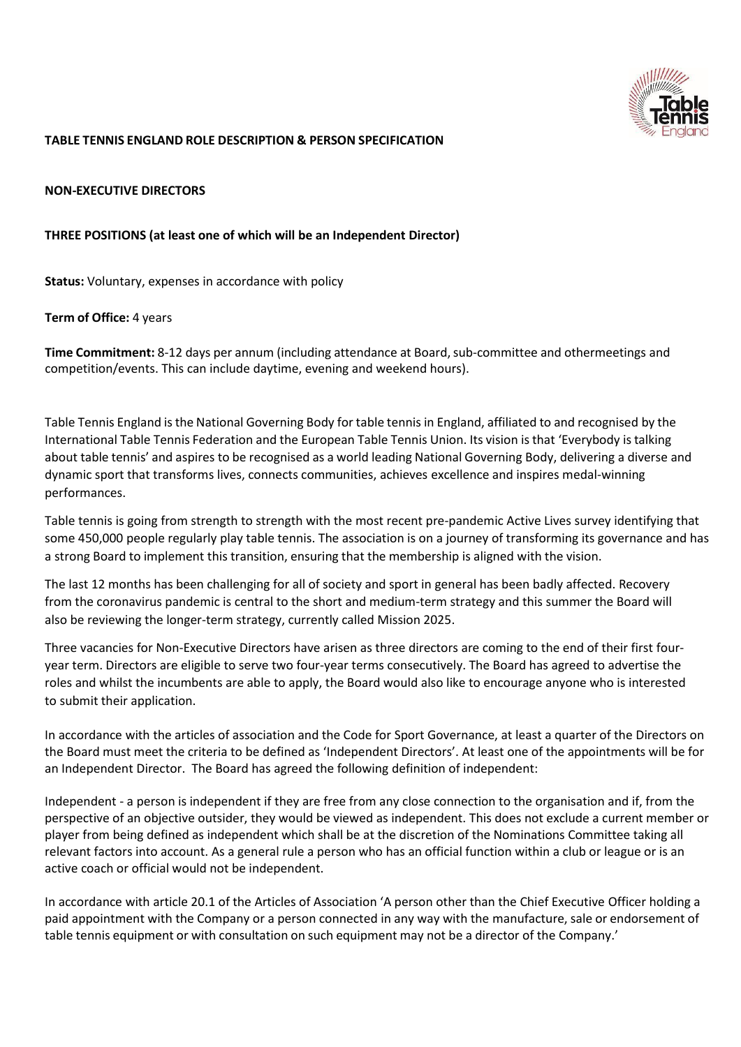**TABLE TENNIS ENGLAND ROLE DESCRIPTION & PERSON SPECIFICATION**

**NON-EXECUTIVE DIRECTORS**

**THREE POSITIONS (at least one of which will be an Independent Director)**

**Status:** Voluntary, expenses in accordance with policy

**Term of Office:** 4 years

**Time Commitment:** 8-12 days per annum (including attendance at Board, sub-committee and othermeetings and competition/events. This can include daytime, evening and weekend hours).

Table Tennis England is the National Governing Body for table tennis in England, affiliated to and recognised by the International Table Tennis Federation and the European Table Tennis Union. Its vision is that 'Everybody is talking about table tennis' and aspires to be recognised as a world leading National Governing Body, delivering a diverse and dynamic sport that transforms lives, connects communities, achieves excellence and inspires medal-winning performances.

Table tennis is going from strength to strength with the most recent pre-pandemic Active Lives survey identifying that some 450,000 people regularly play table tennis. The association is on a journey of transforming its governance and has a strong Board to implement this transition, ensuring that the membership is aligned with the vision.

The last 12 months has been challenging for all of society and sport in general has been badly affected. Recovery from the coronavirus pandemic is central to the short and medium-term strategy and this summer the Board will also be reviewing the longer-term strategy, currently called Mission 2025.

Three vacancies for Non-Executive Directors have arisen as three directors are coming to the end of their first four-year term. Directors are eligible to serve two four-year terms consecutively. The Board has agreed to advertise the roles and whilst the incumbents are able to apply, the Board would also like to encourage anyone who is interested to submit their application.

In accordance with the articles of association and the Code for Sport Governance, at least a quarter of the Directors on the Board must meet the criteria to be defined as 'Independent Directors'. At least one of the appointments will be for an Independent Director. The Board has agreed the following definition of independent:

Independent - a person is independent if they are free from any close connection to the organisation and if, from the perspective of an objective outsider, they would be viewed as independent. This does not exclude a current member or player from being defined as independent which shall be at the discretion of the Nominations Committee taking all relevant factors into account. As a general rule a person who has an official function within a club or league or is an active coach or official would not be independent.

In accordance with article 20.1 of the Articles of Association 'A person other than the Chief Executive Officer holding a paid appointment with the Company or a person connected in any way with the manufacture, sale or endorsement of table tennis equipment or with consultation on such equipment may not be a director of the Company.'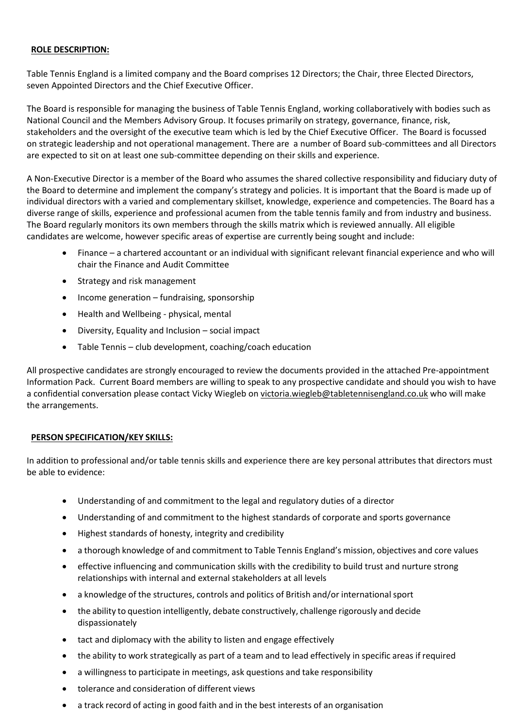**ROLE DESCRIPTION:**

Table Tennis England is a limited company and the Board comprises 12 Directors; the Chair, three Elected Directors, seven Appointed Directors and the Chief Executive Officer.

The Board is responsible for managing the business of Table Tennis England, working collaboratively with bodies such as National Council and the Members Advisory Group. It focuses primarily on strategy, governance, finance, risk, stakeholders and the oversight of the executive team which is led by the Chief Executive Officer. The Board is focussed on strategic leadership and not operational management. There are a number of Board sub-committees and all Directors are expected to sit on at least one sub-committee depending on their skills and experience.

A Non-Executive Director is a member of the Board who assumes the shared collective responsibility and fiduciary duty of the Board to determine and implement the company's strategy and policies. It is important that the Board is made up of individual directors with a varied and complementary skillset, knowledge, experience and competencies. The Board has a diverse range of skills, experience and professional acumen from the table tennis family and from industry and business. The Board regularly monitors its own members through the skills matrix which is reviewed annually. All eligible candidates are welcome, however specific areas of expertise are currently being sought and include:

- Finance – a chartered accountant or an individual with significant relevant financial experience and who will chair the Finance and Audit Committee
- Strategy and risk management
- Income generation – fundraising, sponsorship
- Health and Wellbeing - physical, mental
- Diversity, Equality and Inclusion – social impact
- Table Tennis – club development, coaching/coach education

All prospective candidates are strongly encouraged to review the documents provided in the attached Pre-appointment Information Pack. Current Board members are willing to speak to any prospective candidate and should you wish to have a confidential conversation please contact Vicky Wiegleb on victoria.wiegleb@tabletennisengland.co.uk who will make the arrangements.

**PERSON SPECIFICATION/KEY SKILLS:**

In addition to professional and/or table tennis skills and experience there are key personal attributes that directors must be able to evidence:

- Understanding of and commitment to the legal and regulatory duties of a director
- Understanding of and commitment to the highest standards of corporate and sports governance
- Highest standards of honesty, integrity and credibility
- a thorough knowledge of and commitment to Table Tennis England's mission, objectives and core values
- effective influencing and communication skills with the credibility to build trust and nurture strong relationships with internal and external stakeholders at all levels
- a knowledge of the structures, controls and politics of British and/or international sport
- the ability to question intelligently, debate constructively, challenge rigorously and decide dispassionately
- tact and diplomacy with the ability to listen and engage effectively
- the ability to work strategically as part of a team and to lead effectively in specific areas if required
- a willingness to participate in meetings, ask questions and take responsibility
- tolerance and consideration of different views
- a track record of acting in good faith and in the best interests of an organisation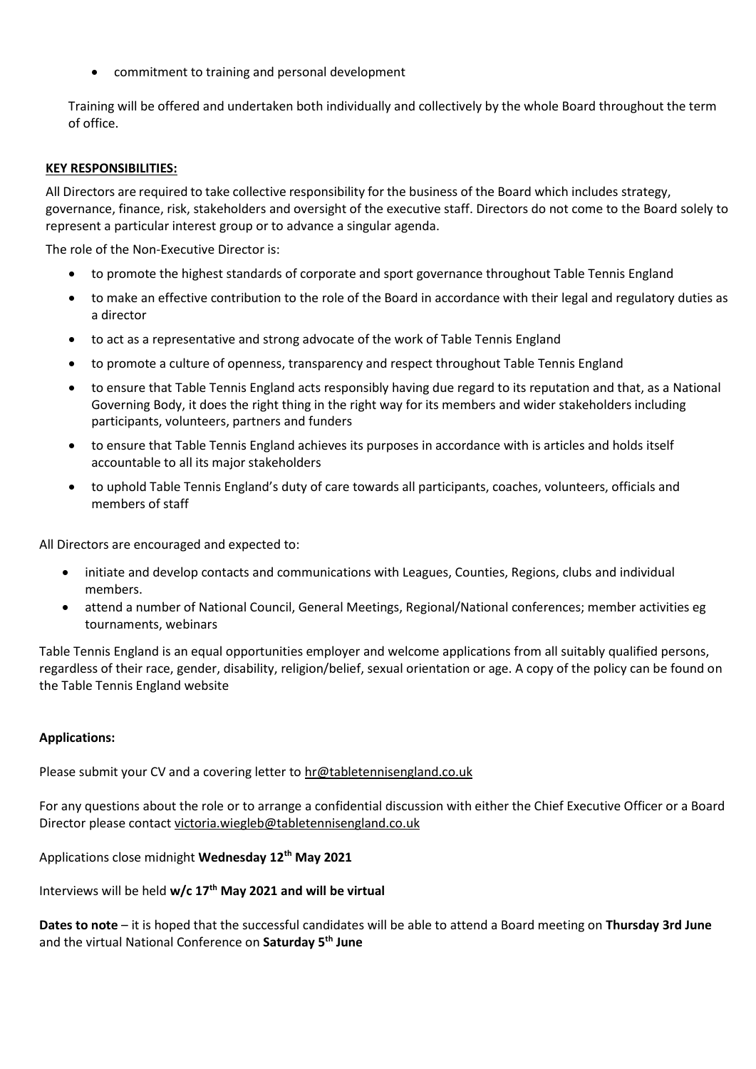- commitment to training and personal development

Training will be offered and undertaken both individually and collectively by the whole Board throughout the term of office.

**KEY RESPONSIBILITIES:**

All Directors are required to take collective responsibility for the business of the Board which includes strategy, governance, finance, risk, stakeholders and oversight of the executive staff. Directors do not come to the Board solely to represent a particular interest group or to advance a singular agenda.

The role of the Non-Executive Director is:

- to promote the highest standards of corporate and sport governance throughout Table Tennis England
- to make an effective contribution to the role of the Board in accordance with their legal and regulatory duties as a director
- to act as a representative and strong advocate of the work of Table Tennis England
- to promote a culture of openness, transparency and respect throughout Table Tennis England
- to ensure that Table Tennis England acts responsibly having due regard to its reputation and that, as a National Governing Body, it does the right thing in the right way for its members and wider stakeholders including participants, volunteers, partners and funders
- to ensure that Table Tennis England achieves its purposes in accordance with is articles and holds itself accountable to all its major stakeholders
- to uphold Table Tennis England's duty of care towards all participants, coaches, volunteers, officials and members of staff

All Directors are encouraged and expected to:

- initiate and develop contacts and communications with Leagues, Counties, Regions, clubs and individual members.
- attend a number of National Council, General Meetings, Regional/National conferences; member activities eg tournaments, webinars

Table Tennis England is an equal opportunities employer and welcome applications from all suitably qualified persons, regardless of their race, gender, disability, religion/belief, sexual orientation or age. A copy of the policy can be found on the Table Tennis England website

**Applications:**

Please submit your CV and a covering letter to hr@tabletennisengland.co.uk

For any questions about the role or to arrange a confidential discussion with either the Chief Executive Officer or a Board Director please contact victoria.wiegleb@tabletennisengland.co.uk

Applications close midnight **Wednesday 12th May 2021**

Interviews will be held **w/c 17th May 2021 and will be virtual**

**Dates to note** – it is hoped that the successful candidates will be able to attend a Board meeting on **Thursday 3rd June** and the virtual National Conference on **Saturday 5th June**